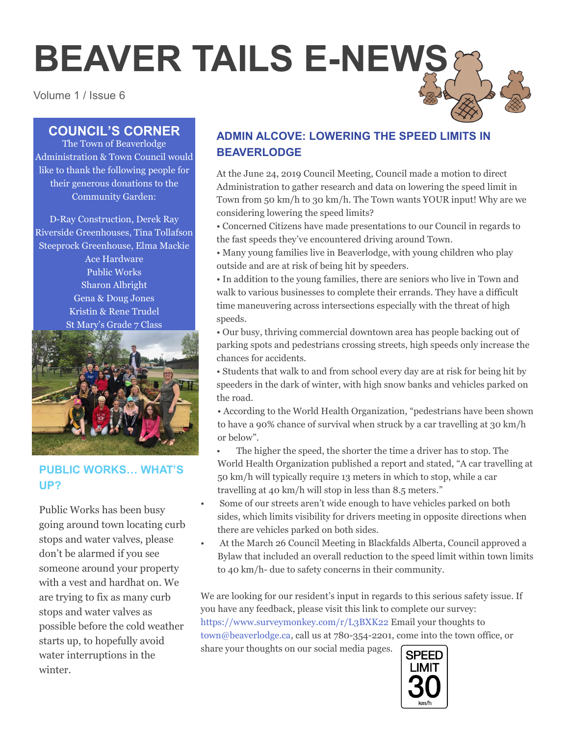# BEAVER TAILS E-NEWS

Volume 1 / Issue 6

## COUNCIL'S CORNER

The Town of Beaverlodge Administration & Town Council would like to thank the following people for their generous donations to the Community Garden:

D-Ray Construction, Derek Ray
Riverside Greenhouses, Tina Tollafson
Steeprock Greenhouse, Elma Mackie
Ace Hardware
Public Works
Sharon Albright
Gena & Doug Jones
Kristin & Rene Trudel
St Mary's Grade 7 Class

## PUBLIC WORKS… WHAT'S UP?

Public Works has been busy going around town locating curb stops and water valves, please don't be alarmed if you see someone around your property with a vest and hardhat on. We are trying to fix as many curb stops and water valves as possible before the cold weather starts up, to hopefully avoid water interruptions in the winter.

## ADMIN ALCOVE: LOWERING THE SPEED LIMITS IN BEAVERLODGE

At the June 24, 2019 Council Meeting, Council made a motion to direct Administration to gather research and data on lowering the speed limit in Town from 50 km/h to 30 km/h. The Town wants YOUR input! Why are we considering lowering the speed limits?

- Concerned Citizens have made presentations to our Council in regards to the fast speeds they've encountered driving around Town.
- Many young families live in Beaverlodge, with young children who play outside and are at risk of being hit by speeders.
- In addition to the young families, there are seniors who live in Town and walk to various businesses to complete their errands. They have a difficult time maneuvering across intersections especially with the threat of high speeds.
- Our busy, thriving commercial downtown area has people backing out of parking spots and pedestrians crossing streets, high speeds only increase the chances for accidents.
- Students that walk to and from school every day are at risk for being hit by speeders in the dark of winter, with high snow banks and vehicles parked on the road.
- According to the World Health Organization, "pedestrians have been shown to have a 90% chance of survival when struck by a car travelling at 30 km/h or below".
- The higher the speed, the shorter the time a driver has to stop. The World Health Organization published a report and stated, "A car travelling at 50 km/h will typically require 13 meters in which to stop, while a car travelling at 40 km/h will stop in less than 8.5 meters."
- Some of our streets aren't wide enough to have vehicles parked on both sides, which limits visibility for drivers meeting in opposite directions when there are vehicles parked on both sides.
- At the March 26 Council Meeting in Blackfalds Alberta, Council approved a Bylaw that included an overall reduction to the speed limit within town limits to 40 km/h- due to safety concerns in their community.

We are looking for our resident's input in regards to this serious safety issue. If you have any feedback, please visit this link to complete our survey: https://www.surveymonkey.com/r/L3BXK22 Email your thoughts to town@beaverlodge.ca, call us at 780-354-2201, come into the town office, or share your thoughts on our social media pages.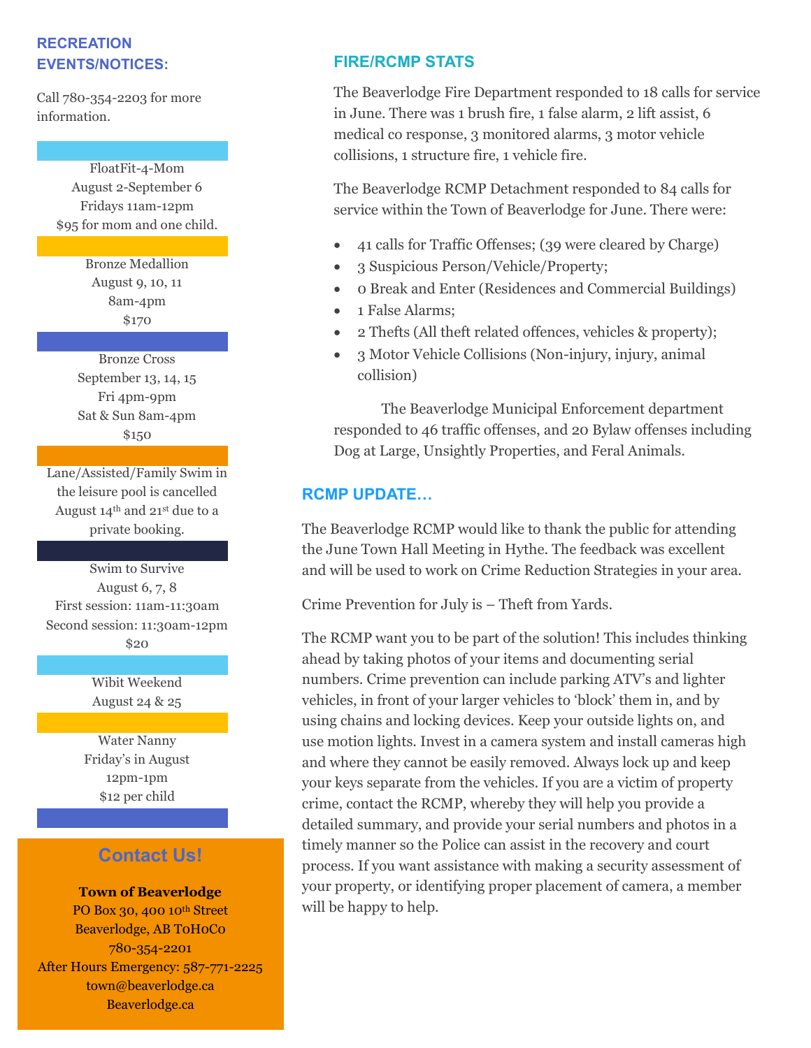## RECREATION EVENTS/NOTICES:

Call 780-354-2203 for more information.

FloatFit-4-Mom
August 2-September 6
Fridays 11am-12pm
$95 for mom and one child.

Bronze Medallion
August 9, 10, 11
8am-4pm
$170

Bronze Cross
September 13, 14, 15
Fri 4pm-9pm
Sat & Sun 8am-4pm
$150

Lane/Assisted/Family Swim in the leisure pool is cancelled August 14th and 21st due to a private booking.

Swim to Survive
August 6, 7, 8
First session: 11am-11:30am
Second session: 11:30am-12pm
$20

Wibit Weekend
August 24 & 25

Water Nanny
Friday's in August
12pm-1pm
$12 per child

## Contact Us!

**Town of Beaverlodge**
PO Box 30, 400 10th Street
Beaverlodge, AB T0H0C0
780-354-2201
After Hours Emergency: 587-771-2225
town@beaverlodge.ca
Beaverlodge.ca

## FIRE/RCMP STATS

The Beaverlodge Fire Department responded to 18 calls for service in June. There was 1 brush fire, 1 false alarm, 2 lift assist, 6 medical co response, 3 monitored alarms, 3 motor vehicle collisions, 1 structure fire, 1 vehicle fire.

The Beaverlodge RCMP Detachment responded to 84 calls for service within the Town of Beaverlodge for June. There were:

- 41 calls for Traffic Offenses; (39 were cleared by Charge)
- 3 Suspicious Person/Vehicle/Property;
- 0 Break and Enter (Residences and Commercial Buildings)
- 1 False Alarms;
- 2 Thefts (All theft related offences, vehicles & property);
- 3 Motor Vehicle Collisions (Non-injury, injury, animal collision)

The Beaverlodge Municipal Enforcement department responded to 46 traffic offenses, and 20 Bylaw offenses including Dog at Large, Unsightly Properties, and Feral Animals.

## RCMP UPDATE…

The Beaverlodge RCMP would like to thank the public for attending the June Town Hall Meeting in Hythe. The feedback was excellent and will be used to work on Crime Reduction Strategies in your area.

Crime Prevention for July is – Theft from Yards.

The RCMP want you to be part of the solution! This includes thinking ahead by taking photos of your items and documenting serial numbers. Crime prevention can include parking ATV's and lighter vehicles, in front of your larger vehicles to 'block' them in, and by using chains and locking devices. Keep your outside lights on, and use motion lights. Invest in a camera system and install cameras high and where they cannot be easily removed. Always lock up and keep your keys separate from the vehicles. If you are a victim of property crime, contact the RCMP, whereby they will help you provide a detailed summary, and provide your serial numbers and photos in a timely manner so the Police can assist in the recovery and court process. If you want assistance with making a security assessment of your property, or identifying proper placement of camera, a member will be happy to help.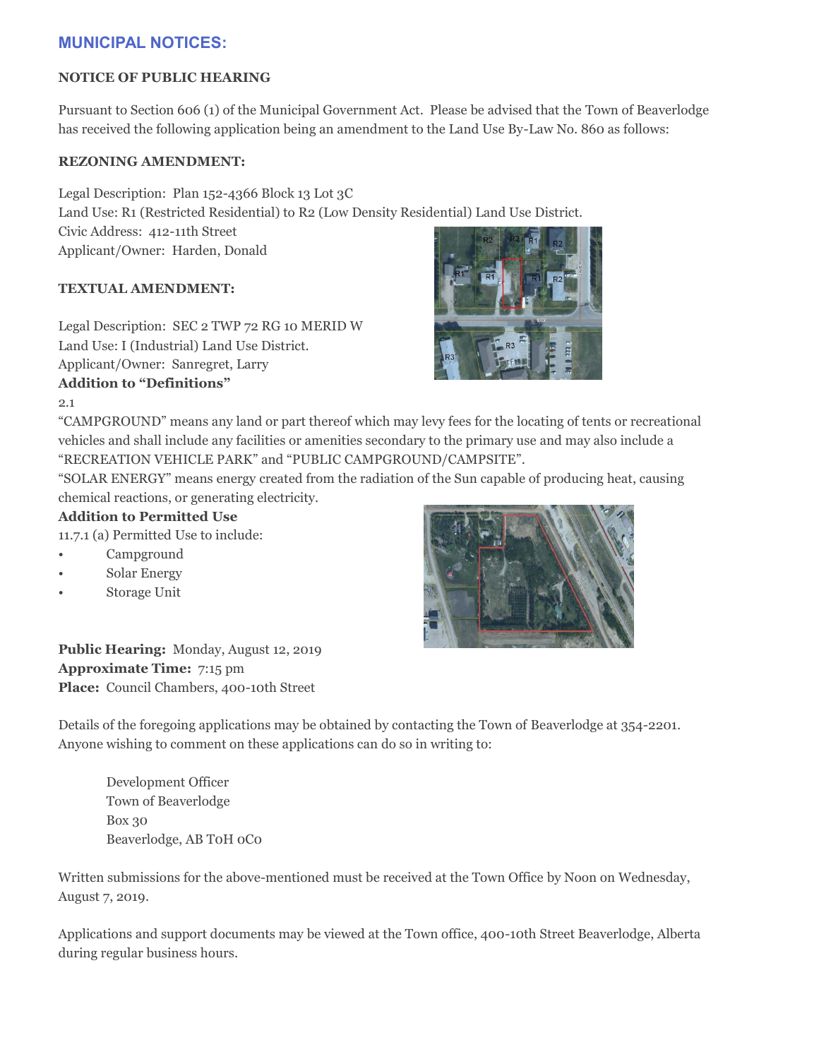## MUNICIPAL NOTICES:

**NOTICE OF PUBLIC HEARING**

Pursuant to Section 606 (1) of the Municipal Government Act. Please be advised that the Town of Beaverlodge has received the following application being an amendment to the Land Use By-Law No. 860 as follows:

**REZONING AMENDMENT:**

Legal Description: Plan 152-4366 Block 13 Lot 3C
Land Use: R1 (Restricted Residential) to R2 (Low Density Residential) Land Use District.
Civic Address: 412-11th Street
Applicant/Owner: Harden, Donald

**TEXTUAL AMENDMENT:**

Legal Description: SEC 2 TWP 72 RG 10 MERID W
Land Use: I (Industrial) Land Use District.
Applicant/Owner: Sanregret, Larry

**Addition to "Definitions"**

2.1

"CAMPGROUND" means any land or part thereof which may levy fees for the locating of tents or recreational vehicles and shall include any facilities or amenities secondary to the primary use and may also include a "RECREATION VEHICLE PARK" and "PUBLIC CAMPGROUND/CAMPSITE".

"SOLAR ENERGY" means energy created from the radiation of the Sun capable of producing heat, causing chemical reactions, or generating electricity.

**Addition to Permitted Use**

11.7.1 (a) Permitted Use to include:

- Campground
- Solar Energy
- Storage Unit

**Public Hearing:** Monday, August 12, 2019
**Approximate Time:** 7:15 pm
**Place:** Council Chambers, 400-10th Street

Details of the foregoing applications may be obtained by contacting the Town of Beaverlodge at 354-2201. Anyone wishing to comment on these applications can do so in writing to:

Development Officer
Town of Beaverlodge
Box 30
Beaverlodge, AB T0H 0C0

Written submissions for the above-mentioned must be received at the Town Office by Noon on Wednesday, August 7, 2019.

Applications and support documents may be viewed at the Town office, 400-10th Street Beaverlodge, Alberta during regular business hours.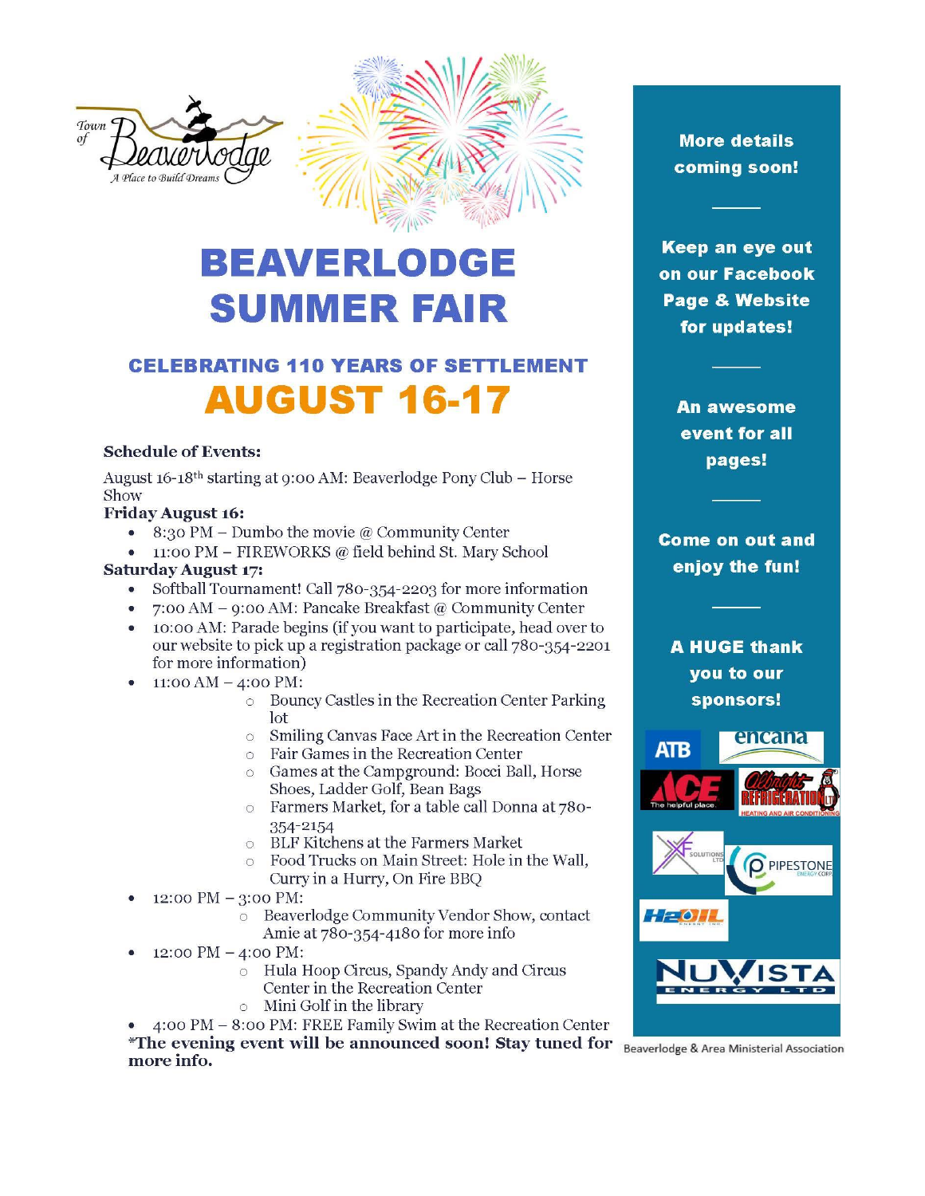Town of Beaverlodge
A Place to Build Dreams

# BEAVERLODGE SUMMER FAIR

## CELEBRATING 110 YEARS OF SETTLEMENT

# AUGUST 16-17

**Schedule of Events:**

August 16-18th starting at 9:00 AM: Beaverlodge Pony Club – Horse Show

**Friday August 16:**

- 8:30 PM – Dumbo the movie @ Community Center
- 11:00 PM – FIREWORKS @ field behind St. Mary School

**Saturday August 17:**

- Softball Tournament! Call 780-354-2203 for more information
- 7:00 AM – 9:00 AM: Pancake Breakfast @ Community Center
- 10:00 AM: Parade begins (if you want to participate, head over to our website to pick up a registration package or call 780-354-2201 for more information)
- 11:00 AM – 4:00 PM:
  - Bouncy Castles in the Recreation Center Parking lot
  - Smiling Canvas Face Art in the Recreation Center
  - Fair Games in the Recreation Center
  - Games at the Campground: Bocci Ball, Horse Shoes, Ladder Golf, Bean Bags
  - Farmers Market, for a table call Donna at 780-354-2154
  - BLF Kitchens at the Farmers Market
  - Food Trucks on Main Street: Hole in the Wall, Curry in a Hurry, On Fire BBQ
- 12:00 PM – 3:00 PM:
  - Beaverlodge Community Vendor Show, contact Amie at 780-354-4180 for more info
- 12:00 PM – 4:00 PM:
  - Hula Hoop Circus, Spandy Andy and Circus Center in the Recreation Center
  - Mini Golf in the library
- 4:00 PM – 8:00 PM: FREE Family Swim at the Recreation Center

**\*The evening event will be announced soon! Stay tuned for more info.**

**More details coming soon!**

**Keep an eye out on our Facebook Page & Website for updates!**

**An awesome event for all pages!**

**Come on out and enjoy the fun!**

**A HUGE thank you to our sponsors!**

ATB
encana
ACE The helpful place.
Albright Refrigeration Ltd Heating and Air Conditioning
XF Solutions Ltd
Pipestone Energy Corp
HazOil Energy Inc.
NuVista Energy Ltd
Beaverlodge & Area Ministerial Association